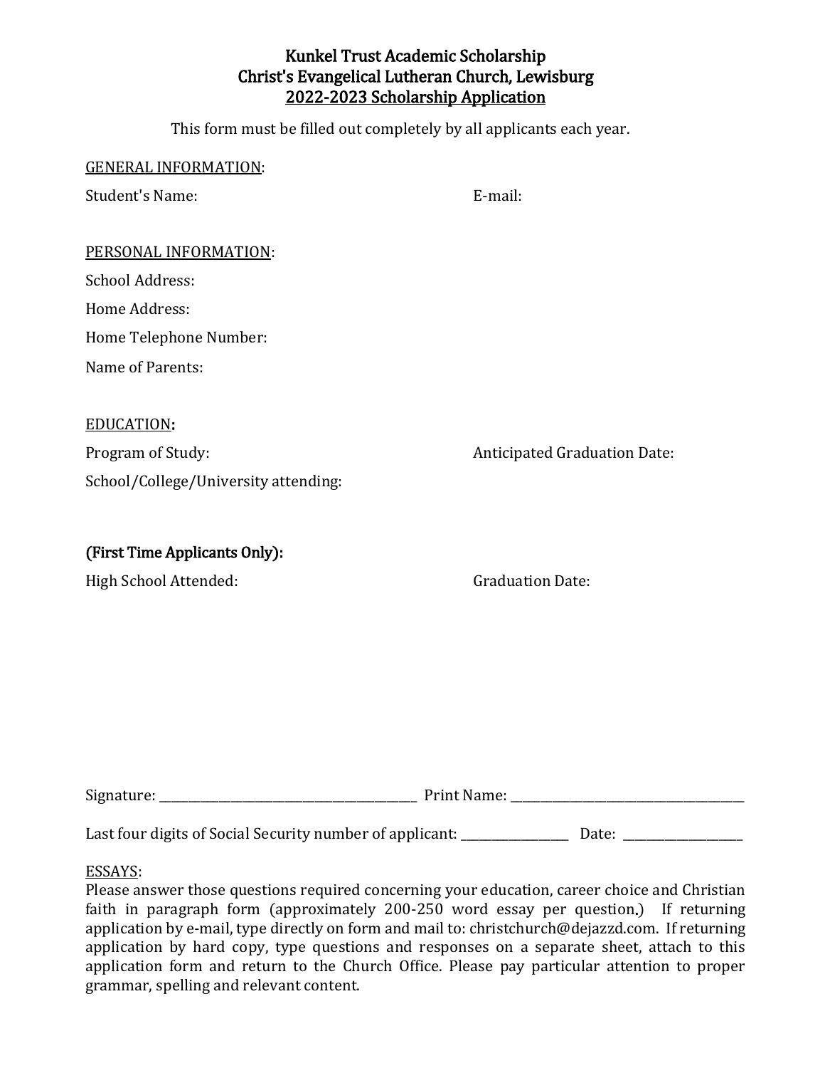# Kunkel Trust Academic Scholarship
## Christ's Evangelical Lutheran Church, Lewisburg
## 2022-2023 Scholarship Application

This form must be filled out completely by all applicants each year.

GENERAL INFORMATION:

Student's Name:

E-mail:

PERSONAL INFORMATION:

School Address:

Home Address:

Home Telephone Number:

Name of Parents:

EDUCATION:

Program of Study:

Anticipated Graduation Date:

School/College/University attending:

**(First Time Applicants Only):**

High School Attended:

Graduation Date:

Signature: ________________________________ Print Name: ________________________________

Last four digits of Social Security number of applicant: ______________ Date: ______________

ESSAYS:

Please answer those questions required concerning your education, career choice and Christian faith in paragraph form (approximately 200-250 word essay per question.) If returning application by e-mail, type directly on form and mail to: christchurch@dejazzd.com. If returning application by hard copy, type questions and responses on a separate sheet, attach to this application form and return to the Church Office. Please pay particular attention to proper grammar, spelling and relevant content.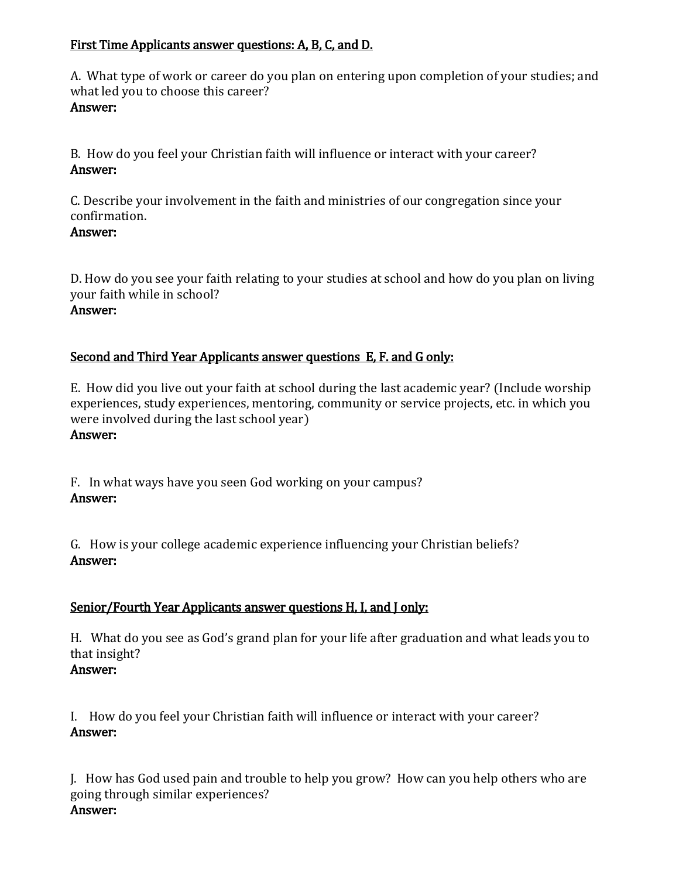<u>First Time Applicants answer questions: A, B, C, and D.</u>

A. What type of work or career do you plan on entering upon completion of your studies; and what led you to choose this career?
**Answer:**

B. How do you feel your Christian faith will influence or interact with your career?
**Answer:**

C. Describe your involvement in the faith and ministries of our congregation since your confirmation.
**Answer:**

D. How do you see your faith relating to your studies at school and how do you plan on living your faith while in school?
**Answer:**

<u>Second and Third Year Applicants answer questions E, F. and G only:</u>

E. How did you live out your faith at school during the last academic year? (Include worship experiences, study experiences, mentoring, community or service projects, etc. in which you were involved during the last school year)
**Answer:**

F. In what ways have you seen God working on your campus?
**Answer:**

G. How is your college academic experience influencing your Christian beliefs?
**Answer:**

<u>Senior/Fourth Year Applicants answer questions H, I, and J only:</u>

H. What do you see as God's grand plan for your life after graduation and what leads you to that insight?
**Answer:**

I. How do you feel your Christian faith will influence or interact with your career?
**Answer:**

J. How has God used pain and trouble to help you grow? How can you help others who are going through similar experiences?
**Answer:**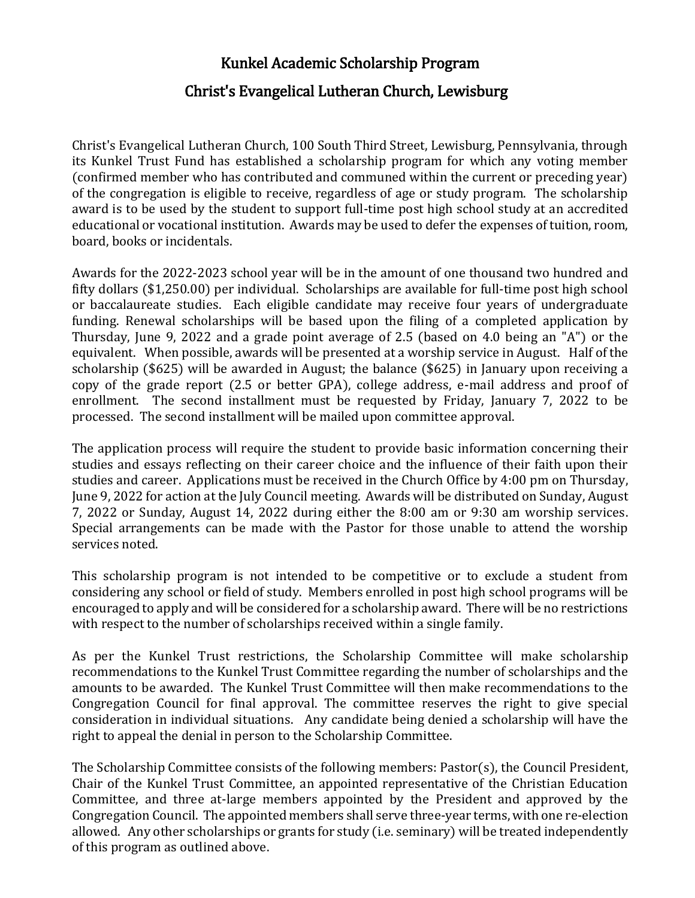# Kunkel Academic Scholarship Program

## Christ's Evangelical Lutheran Church, Lewisburg

Christ's Evangelical Lutheran Church, 100 South Third Street, Lewisburg, Pennsylvania, through its Kunkel Trust Fund has established a scholarship program for which any voting member (confirmed member who has contributed and communed within the current or preceding year) of the congregation is eligible to receive, regardless of age or study program. The scholarship award is to be used by the student to support full-time post high school study at an accredited educational or vocational institution. Awards may be used to defer the expenses of tuition, room, board, books or incidentals.

Awards for the 2022-2023 school year will be in the amount of one thousand two hundred and fifty dollars ($1,250.00) per individual. Scholarships are available for full-time post high school or baccalaureate studies. Each eligible candidate may receive four years of undergraduate funding. Renewal scholarships will be based upon the filing of a completed application by Thursday, June 9, 2022 and a grade point average of 2.5 (based on 4.0 being an "A") or the equivalent. When possible, awards will be presented at a worship service in August. Half of the scholarship ($625) will be awarded in August; the balance ($625) in January upon receiving a copy of the grade report (2.5 or better GPA), college address, e-mail address and proof of enrollment. The second installment must be requested by Friday, January 7, 2022 to be processed. The second installment will be mailed upon committee approval.

The application process will require the student to provide basic information concerning their studies and essays reflecting on their career choice and the influence of their faith upon their studies and career. Applications must be received in the Church Office by 4:00 pm on Thursday, June 9, 2022 for action at the July Council meeting. Awards will be distributed on Sunday, August 7, 2022 or Sunday, August 14, 2022 during either the 8:00 am or 9:30 am worship services. Special arrangements can be made with the Pastor for those unable to attend the worship services noted.

This scholarship program is not intended to be competitive or to exclude a student from considering any school or field of study. Members enrolled in post high school programs will be encouraged to apply and will be considered for a scholarship award. There will be no restrictions with respect to the number of scholarships received within a single family.

As per the Kunkel Trust restrictions, the Scholarship Committee will make scholarship recommendations to the Kunkel Trust Committee regarding the number of scholarships and the amounts to be awarded. The Kunkel Trust Committee will then make recommendations to the Congregation Council for final approval. The committee reserves the right to give special consideration in individual situations. Any candidate being denied a scholarship will have the right to appeal the denial in person to the Scholarship Committee.

The Scholarship Committee consists of the following members: Pastor(s), the Council President, Chair of the Kunkel Trust Committee, an appointed representative of the Christian Education Committee, and three at-large members appointed by the President and approved by the Congregation Council. The appointed members shall serve three-year terms, with one re-election allowed. Any other scholarships or grants for study (i.e. seminary) will be treated independently of this program as outlined above.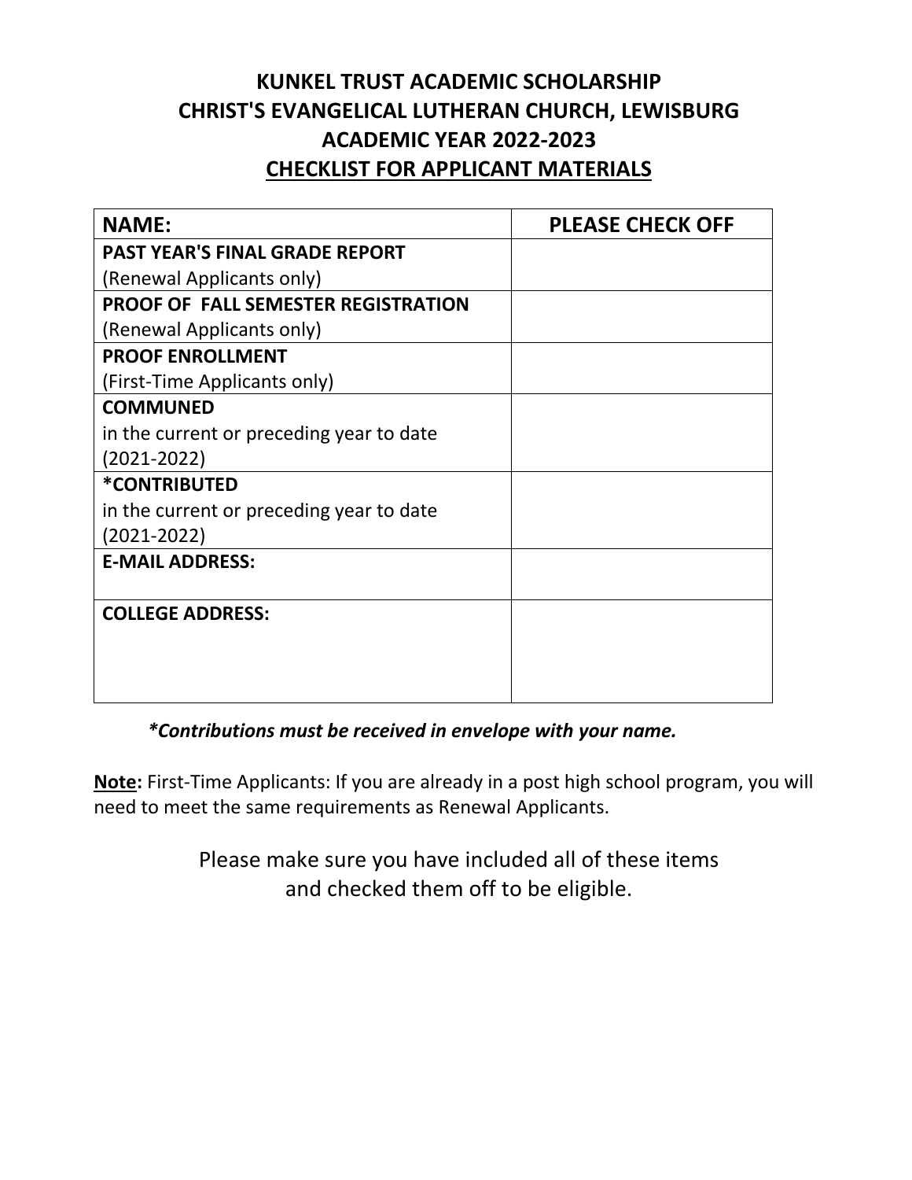# KUNKEL TRUST ACADEMIC SCHOLARSHIP
# CHRIST'S EVANGELICAL LUTHERAN CHURCH, LEWISBURG
# ACADEMIC YEAR 2022-2023
## CHECKLIST FOR APPLICANT MATERIALS

| **NAME:** | **PLEASE CHECK OFF** |
|---|---|
| **PAST YEAR'S FINAL GRADE REPORT** (Renewal Applicants only) | |
| **PROOF OF FALL SEMESTER REGISTRATION** (Renewal Applicants only) | |
| **PROOF ENROLLMENT** (First-Time Applicants only) | |
| **COMMUNED** in the current or preceding year to date (2021-2022) | |
| ***CONTRIBUTED** in the current or preceding year to date (2021-2022) | |
| **E-MAIL ADDRESS:** | |
| **COLLEGE ADDRESS:** | |

***Contributions must be received in envelope with your name.***

**Note:** First-Time Applicants: If you are already in a post high school program, you will need to meet the same requirements as Renewal Applicants.

Please make sure you have included all of these items and checked them off to be eligible.